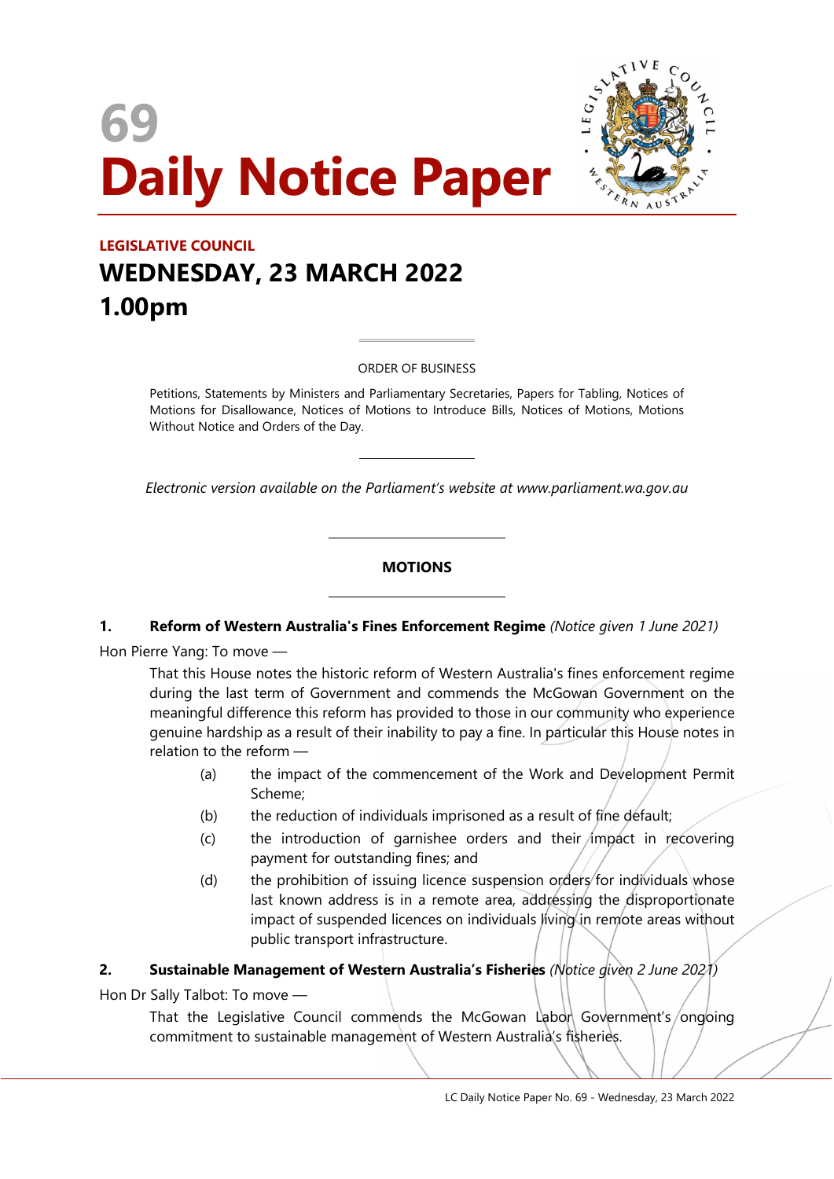# 69
# Daily Notice Paper

**LEGISLATIVE COUNCIL**

## WEDNESDAY, 23 MARCH 2022
## 1.00pm

ORDER OF BUSINESS

Petitions, Statements by Ministers and Parliamentary Secretaries, Papers for Tabling, Notices of Motions for Disallowance, Notices of Motions to Introduce Bills, Notices of Motions, Motions Without Notice and Orders of the Day.

*Electronic version available on the Parliament's website at www.parliament.wa.gov.au*

### MOTIONS

**1. Reform of Western Australia's Fines Enforcement Regime** *(Notice given 1 June 2021)*

Hon Pierre Yang: To move —

That this House notes the historic reform of Western Australia's fines enforcement regime during the last term of Government and commends the McGowan Government on the meaningful difference this reform has provided to those in our community who experience genuine hardship as a result of their inability to pay a fine. In particular this House notes in relation to the reform —

(a) the impact of the commencement of the Work and Development Permit Scheme;

(b) the reduction of individuals imprisoned as a result of fine default;

(c) the introduction of garnishee orders and their impact in recovering payment for outstanding fines; and

(d) the prohibition of issuing licence suspension orders for individuals whose last known address is in a remote area, addressing the disproportionate impact of suspended licences on individuals living in remote areas without public transport infrastructure.

**2. Sustainable Management of Western Australia's Fisheries** *(Notice given 2 June 2021)*

Hon Dr Sally Talbot: To move —

That the Legislative Council commends the McGowan Labor Government's ongoing commitment to sustainable management of Western Australia's fisheries.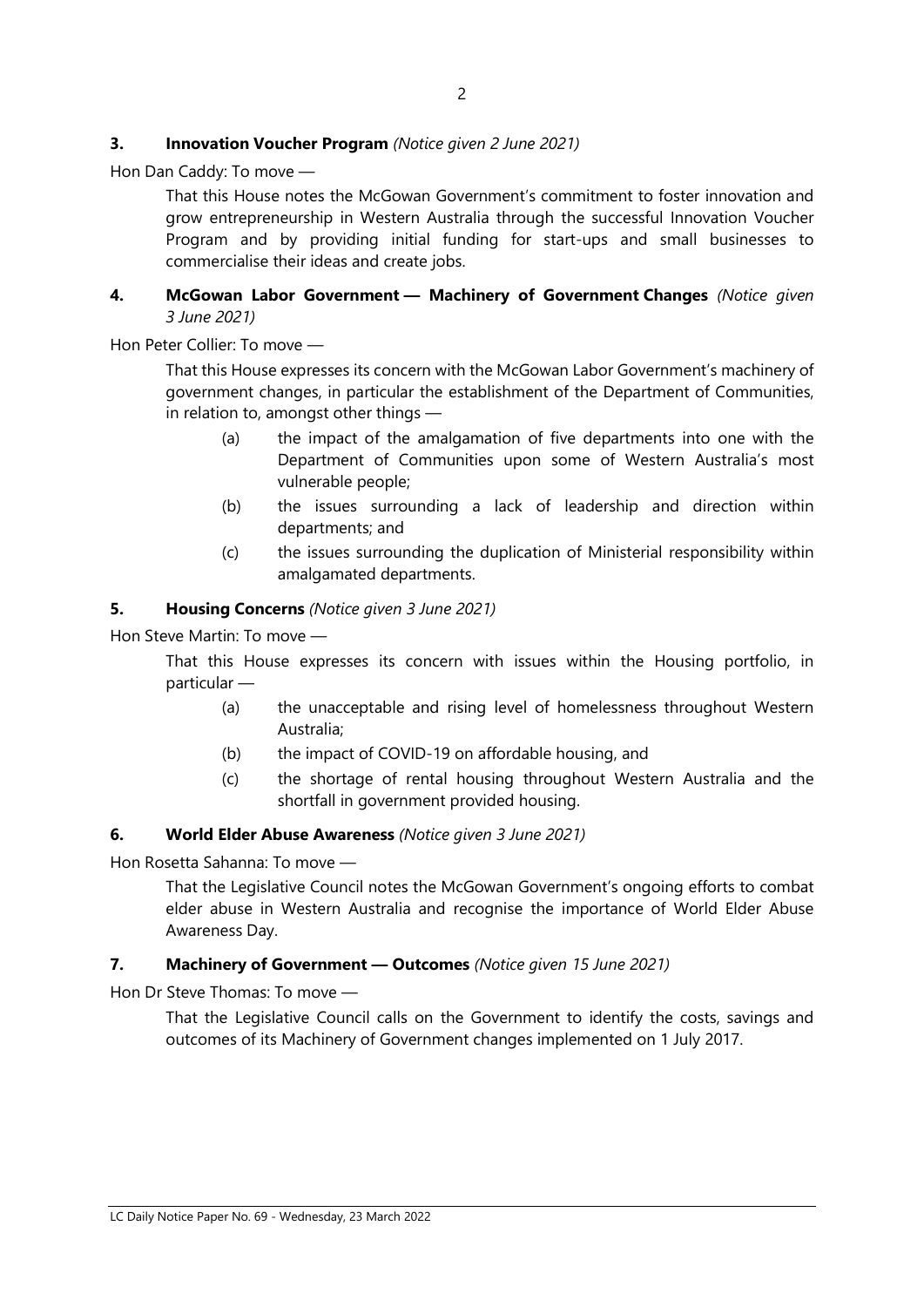**3. Innovation Voucher Program** *(Notice given 2 June 2021)*

Hon Dan Caddy: To move —

> That this House notes the McGowan Government's commitment to foster innovation and grow entrepreneurship in Western Australia through the successful Innovation Voucher Program and by providing initial funding for start-ups and small businesses to commercialise their ideas and create jobs.

**4. McGowan Labor Government — Machinery of Government Changes** *(Notice given 3 June 2021)*

Hon Peter Collier: To move —

> That this House expresses its concern with the McGowan Labor Government's machinery of government changes, in particular the establishment of the Department of Communities, in relation to, amongst other things —
>
> (a) the impact of the amalgamation of five departments into one with the Department of Communities upon some of Western Australia's most vulnerable people;
>
> (b) the issues surrounding a lack of leadership and direction within departments; and
>
> (c) the issues surrounding the duplication of Ministerial responsibility within amalgamated departments.

**5. Housing Concerns** *(Notice given 3 June 2021)*

Hon Steve Martin: To move —

> That this House expresses its concern with issues within the Housing portfolio, in particular —
>
> (a) the unacceptable and rising level of homelessness throughout Western Australia;
>
> (b) the impact of COVID-19 on affordable housing, and
>
> (c) the shortage of rental housing throughout Western Australia and the shortfall in government provided housing.

**6. World Elder Abuse Awareness** *(Notice given 3 June 2021)*

Hon Rosetta Sahanna: To move —

> That the Legislative Council notes the McGowan Government's ongoing efforts to combat elder abuse in Western Australia and recognise the importance of World Elder Abuse Awareness Day.

**7. Machinery of Government — Outcomes** *(Notice given 15 June 2021)*

Hon Dr Steve Thomas: To move —

> That the Legislative Council calls on the Government to identify the costs, savings and outcomes of its Machinery of Government changes implemented on 1 July 2017.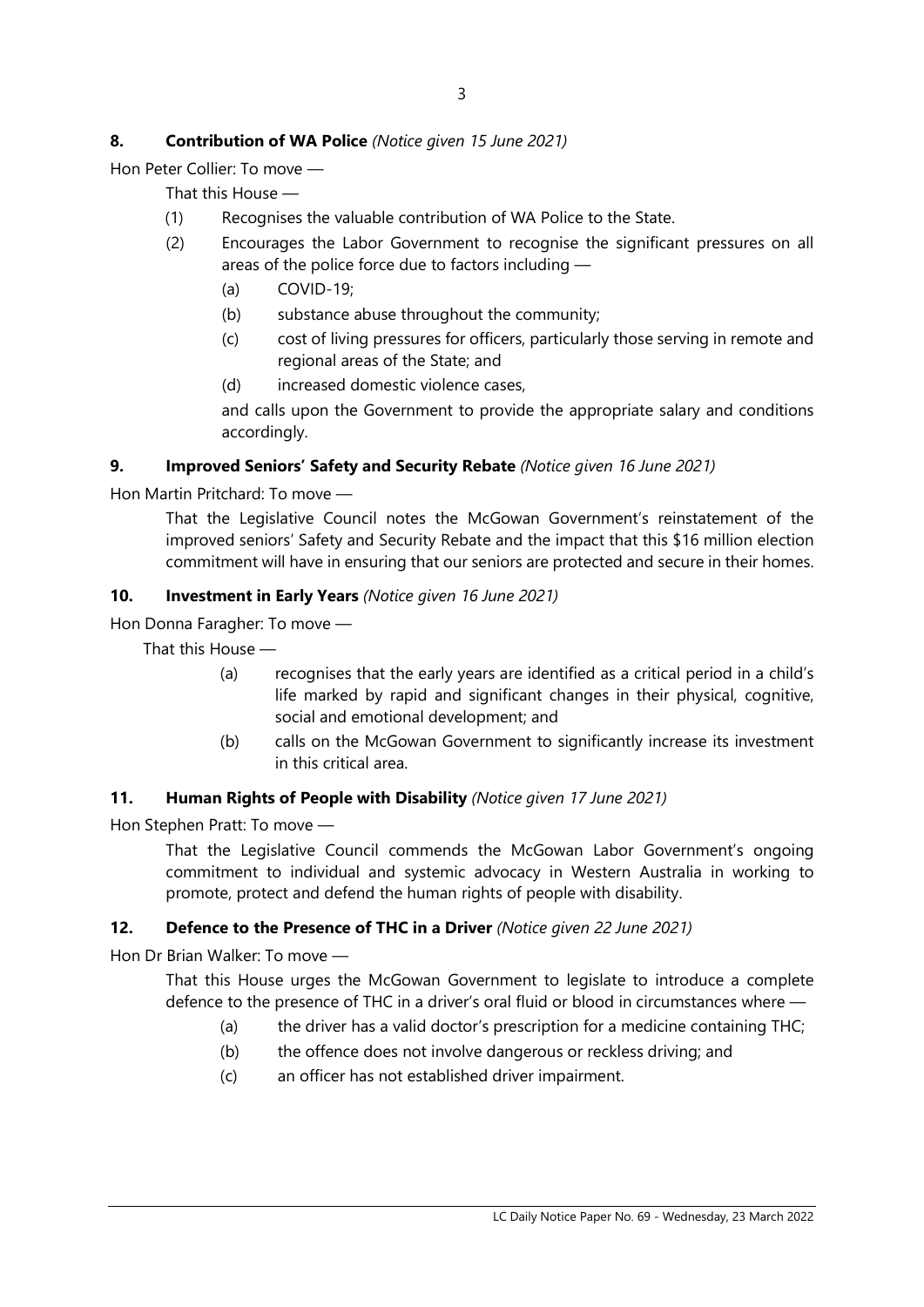**8. Contribution of WA Police** *(Notice given 15 June 2021)*

Hon Peter Collier: To move —

That this House —

(1) Recognises the valuable contribution of WA Police to the State.

(2) Encourages the Labor Government to recognise the significant pressures on all areas of the police force due to factors including —

(a) COVID-19;

(b) substance abuse throughout the community;

(c) cost of living pressures for officers, particularly those serving in remote and regional areas of the State; and

(d) increased domestic violence cases,

and calls upon the Government to provide the appropriate salary and conditions accordingly.

**9. Improved Seniors' Safety and Security Rebate** *(Notice given 16 June 2021)*

Hon Martin Pritchard: To move —

That the Legislative Council notes the McGowan Government's reinstatement of the improved seniors' Safety and Security Rebate and the impact that this $16 million election commitment will have in ensuring that our seniors are protected and secure in their homes.

**10. Investment in Early Years** *(Notice given 16 June 2021)*

Hon Donna Faragher: To move —

That this House —

(a) recognises that the early years are identified as a critical period in a child's life marked by rapid and significant changes in their physical, cognitive, social and emotional development; and

(b) calls on the McGowan Government to significantly increase its investment in this critical area.

**11. Human Rights of People with Disability** *(Notice given 17 June 2021)*

Hon Stephen Pratt: To move —

That the Legislative Council commends the McGowan Labor Government's ongoing commitment to individual and systemic advocacy in Western Australia in working to promote, protect and defend the human rights of people with disability.

**12. Defence to the Presence of THC in a Driver** *(Notice given 22 June 2021)*

Hon Dr Brian Walker: To move —

That this House urges the McGowan Government to legislate to introduce a complete defence to the presence of THC in a driver's oral fluid or blood in circumstances where —

(a) the driver has a valid doctor's prescription for a medicine containing THC;

(b) the offence does not involve dangerous or reckless driving; and

(c) an officer has not established driver impairment.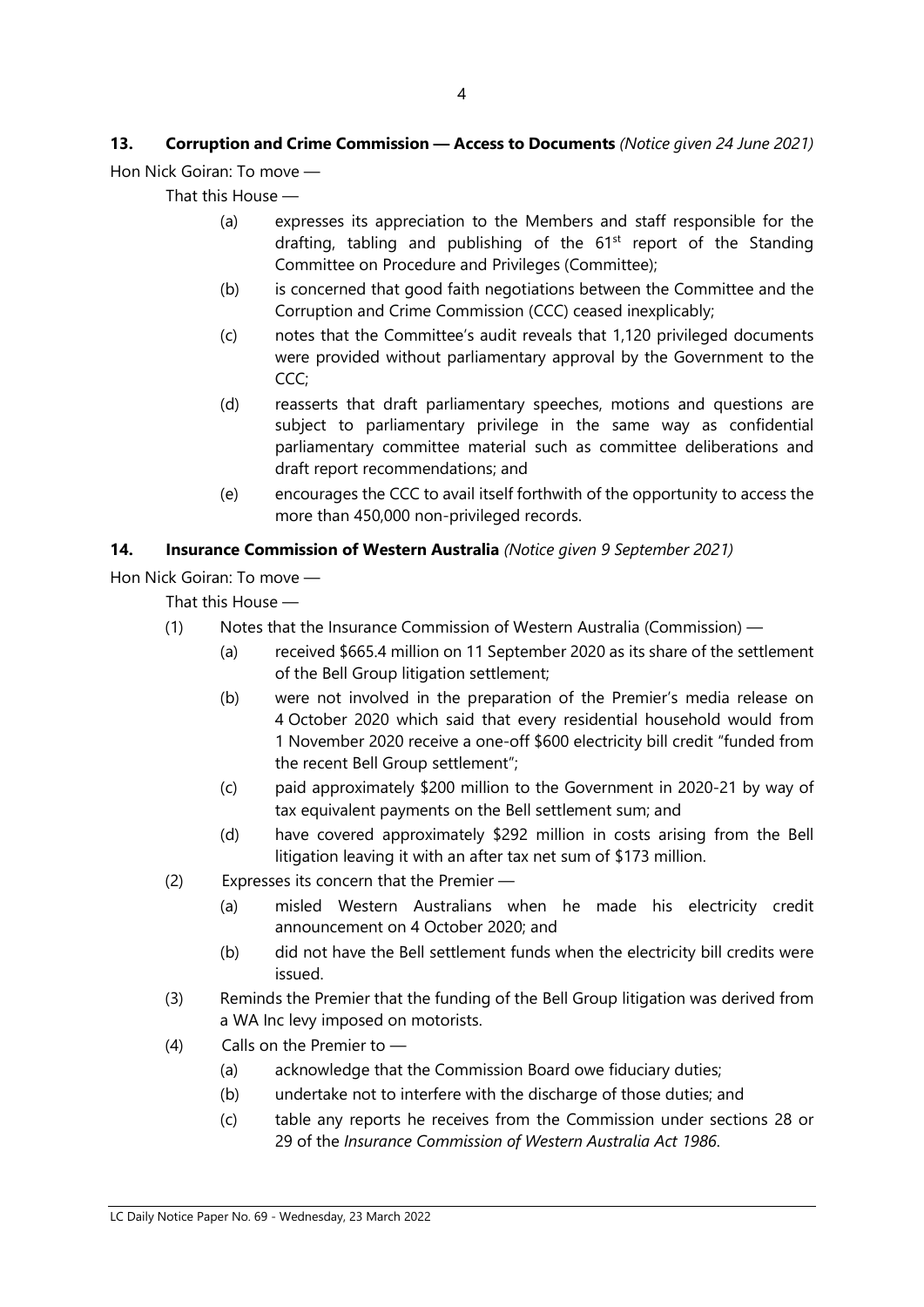**13. Corruption and Crime Commission — Access to Documents** *(Notice given 24 June 2021)*

Hon Nick Goiran: To move —

That this House —

(a) expresses its appreciation to the Members and staff responsible for the drafting, tabling and publishing of the 61st report of the Standing Committee on Procedure and Privileges (Committee);

(b) is concerned that good faith negotiations between the Committee and the Corruption and Crime Commission (CCC) ceased inexplicably;

(c) notes that the Committee's audit reveals that 1,120 privileged documents were provided without parliamentary approval by the Government to the CCC;

(d) reasserts that draft parliamentary speeches, motions and questions are subject to parliamentary privilege in the same way as confidential parliamentary committee material such as committee deliberations and draft report recommendations; and

(e) encourages the CCC to avail itself forthwith of the opportunity to access the more than 450,000 non-privileged records.

**14. Insurance Commission of Western Australia** *(Notice given 9 September 2021)*

Hon Nick Goiran: To move —

That this House —

(1) Notes that the Insurance Commission of Western Australia (Commission) —

(a) received $665.4 million on 11 September 2020 as its share of the settlement of the Bell Group litigation settlement;

(b) were not involved in the preparation of the Premier's media release on 4 October 2020 which said that every residential household would from 1 November 2020 receive a one-off $600 electricity bill credit "funded from the recent Bell Group settlement";

(c) paid approximately $200 million to the Government in 2020-21 by way of tax equivalent payments on the Bell settlement sum; and

(d) have covered approximately $292 million in costs arising from the Bell litigation leaving it with an after tax net sum of $173 million.

(2) Expresses its concern that the Premier —

(a) misled Western Australians when he made his electricity credit announcement on 4 October 2020; and

(b) did not have the Bell settlement funds when the electricity bill credits were issued.

(3) Reminds the Premier that the funding of the Bell Group litigation was derived from a WA Inc levy imposed on motorists.

(4) Calls on the Premier to —

(a) acknowledge that the Commission Board owe fiduciary duties;

(b) undertake not to interfere with the discharge of those duties; and

(c) table any reports he receives from the Commission under sections 28 or 29 of the *Insurance Commission of Western Australia Act 1986*.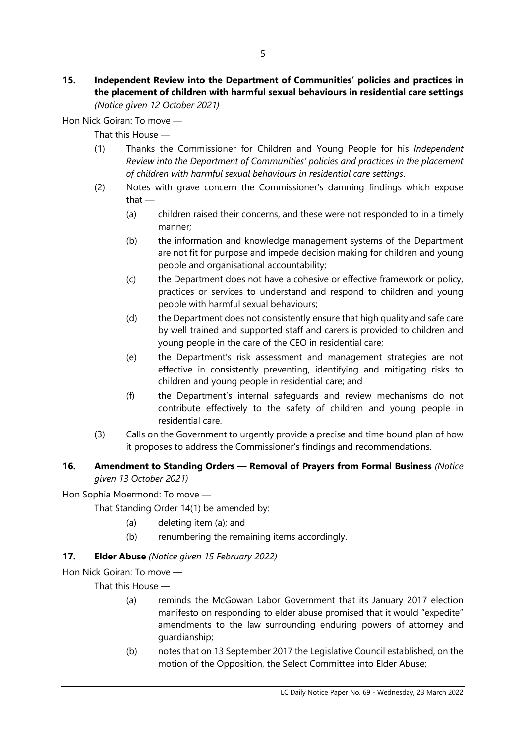**15. Independent Review into the Department of Communities' policies and practices in the placement of children with harmful sexual behaviours in residential care settings** *(Notice given 12 October 2021)*

Hon Nick Goiran: To move —

That this House —

(1) Thanks the Commissioner for Children and Young People for his *Independent Review into the Department of Communities' policies and practices in the placement of children with harmful sexual behaviours in residential care settings*.

(2) Notes with grave concern the Commissioner's damning findings which expose that —

   (a) children raised their concerns, and these were not responded to in a timely manner;

   (b) the information and knowledge management systems of the Department are not fit for purpose and impede decision making for children and young people and organisational accountability;

   (c) the Department does not have a cohesive or effective framework or policy, practices or services to understand and respond to children and young people with harmful sexual behaviours;

   (d) the Department does not consistently ensure that high quality and safe care by well trained and supported staff and carers is provided to children and young people in the care of the CEO in residential care;

   (e) the Department's risk assessment and management strategies are not effective in consistently preventing, identifying and mitigating risks to children and young people in residential care; and

   (f) the Department's internal safeguards and review mechanisms do not contribute effectively to the safety of children and young people in residential care.

(3) Calls on the Government to urgently provide a precise and time bound plan of how it proposes to address the Commissioner's findings and recommendations.

**16. Amendment to Standing Orders — Removal of Prayers from Formal Business** *(Notice given 13 October 2021)*

Hon Sophia Moermond: To move —

That Standing Order 14(1) be amended by:

   (a) deleting item (a); and

   (b) renumbering the remaining items accordingly.

**17. Elder Abuse** *(Notice given 15 February 2022)*

Hon Nick Goiran: To move —

That this House —

   (a) reminds the McGowan Labor Government that its January 2017 election manifesto on responding to elder abuse promised that it would "expedite" amendments to the law surrounding enduring powers of attorney and guardianship;

   (b) notes that on 13 September 2017 the Legislative Council established, on the motion of the Opposition, the Select Committee into Elder Abuse;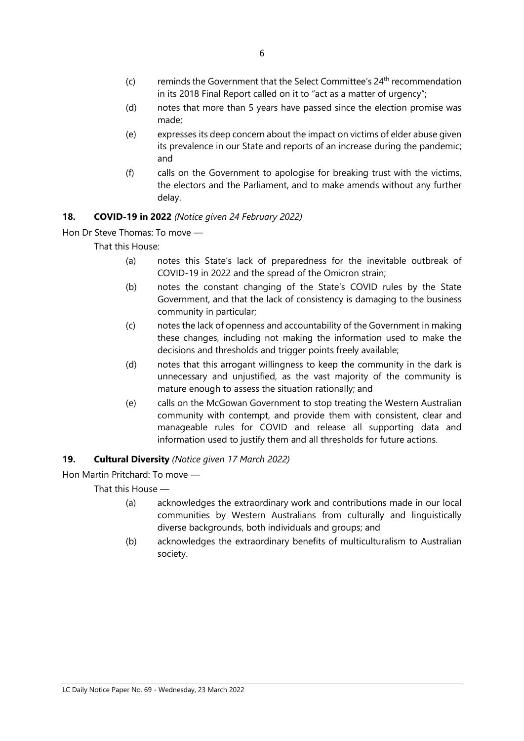(c) reminds the Government that the Select Committee's 24th recommendation in its 2018 Final Report called on it to "act as a matter of urgency";

(d) notes that more than 5 years have passed since the election promise was made;

(e) expresses its deep concern about the impact on victims of elder abuse given its prevalence in our State and reports of an increase during the pandemic; and

(f) calls on the Government to apologise for breaking trust with the victims, the electors and the Parliament, and to make amends without any further delay.

**18. COVID-19 in 2022** *(Notice given 24 February 2022)*

Hon Dr Steve Thomas: To move —

That this House:

(a) notes this State's lack of preparedness for the inevitable outbreak of COVID-19 in 2022 and the spread of the Omicron strain;

(b) notes the constant changing of the State's COVID rules by the State Government, and that the lack of consistency is damaging to the business community in particular;

(c) notes the lack of openness and accountability of the Government in making these changes, including not making the information used to make the decisions and thresholds and trigger points freely available;

(d) notes that this arrogant willingness to keep the community in the dark is unnecessary and unjustified, as the vast majority of the community is mature enough to assess the situation rationally; and

(e) calls on the McGowan Government to stop treating the Western Australian community with contempt, and provide them with consistent, clear and manageable rules for COVID and release all supporting data and information used to justify them and all thresholds for future actions.

**19. Cultural Diversity** *(Notice given 17 March 2022)*

Hon Martin Pritchard: To move —

That this House —

(a) acknowledges the extraordinary work and contributions made in our local communities by Western Australians from culturally and linguistically diverse backgrounds, both individuals and groups; and

(b) acknowledges the extraordinary benefits of multiculturalism to Australian society.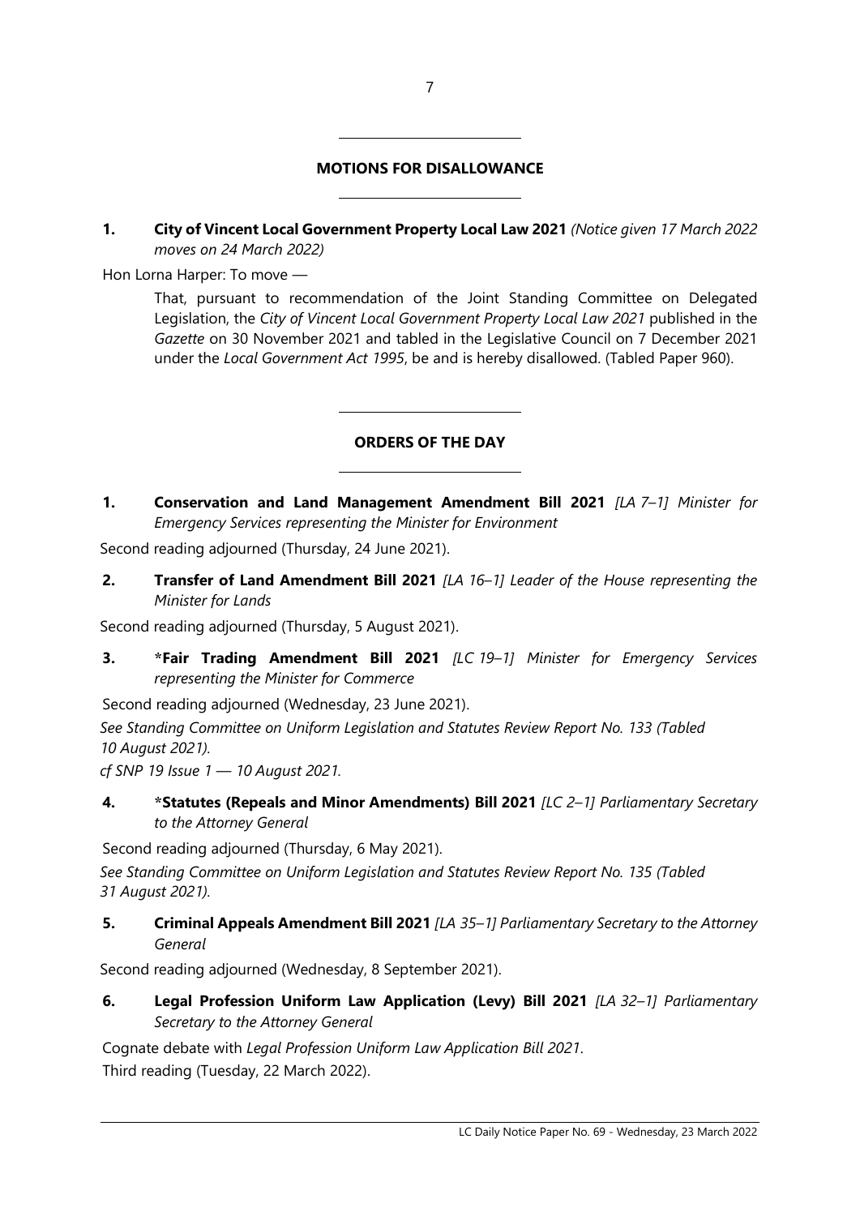## MOTIONS FOR DISALLOWANCE

**1. City of Vincent Local Government Property Local Law 2021** *(Notice given 17 March 2022 moves on 24 March 2022)*

Hon Lorna Harper: To move —

> That, pursuant to recommendation of the Joint Standing Committee on Delegated Legislation, the *City of Vincent Local Government Property Local Law 2021* published in the *Gazette* on 30 November 2021 and tabled in the Legislative Council on 7 December 2021 under the *Local Government Act 1995*, be and is hereby disallowed. (Tabled Paper 960).

## ORDERS OF THE DAY

**1. Conservation and Land Management Amendment Bill 2021** *[LA 7–1] Minister for Emergency Services representing the Minister for Environment*

Second reading adjourned (Thursday, 24 June 2021).

**2. Transfer of Land Amendment Bill 2021** *[LA 16–1] Leader of the House representing the Minister for Lands*

Second reading adjourned (Thursday, 5 August 2021).

**3. *Fair Trading Amendment Bill 2021** *[LC 19–1] Minister for Emergency Services representing the Minister for Commerce*

Second reading adjourned (Wednesday, 23 June 2021).

*See Standing Committee on Uniform Legislation and Statutes Review Report No. 133 (Tabled 10 August 2021).*

*cf SNP 19 Issue 1 — 10 August 2021.*

**4. *Statutes (Repeals and Minor Amendments) Bill 2021** *[LC 2–1] Parliamentary Secretary to the Attorney General*

Second reading adjourned (Thursday, 6 May 2021).

*See Standing Committee on Uniform Legislation and Statutes Review Report No. 135 (Tabled 31 August 2021).*

**5. Criminal Appeals Amendment Bill 2021** *[LA 35–1] Parliamentary Secretary to the Attorney General*

Second reading adjourned (Wednesday, 8 September 2021).

**6. Legal Profession Uniform Law Application (Levy) Bill 2021** *[LA 32–1] Parliamentary Secretary to the Attorney General*

Cognate debate with *Legal Profession Uniform Law Application Bill 2021*.

Third reading (Tuesday, 22 March 2022).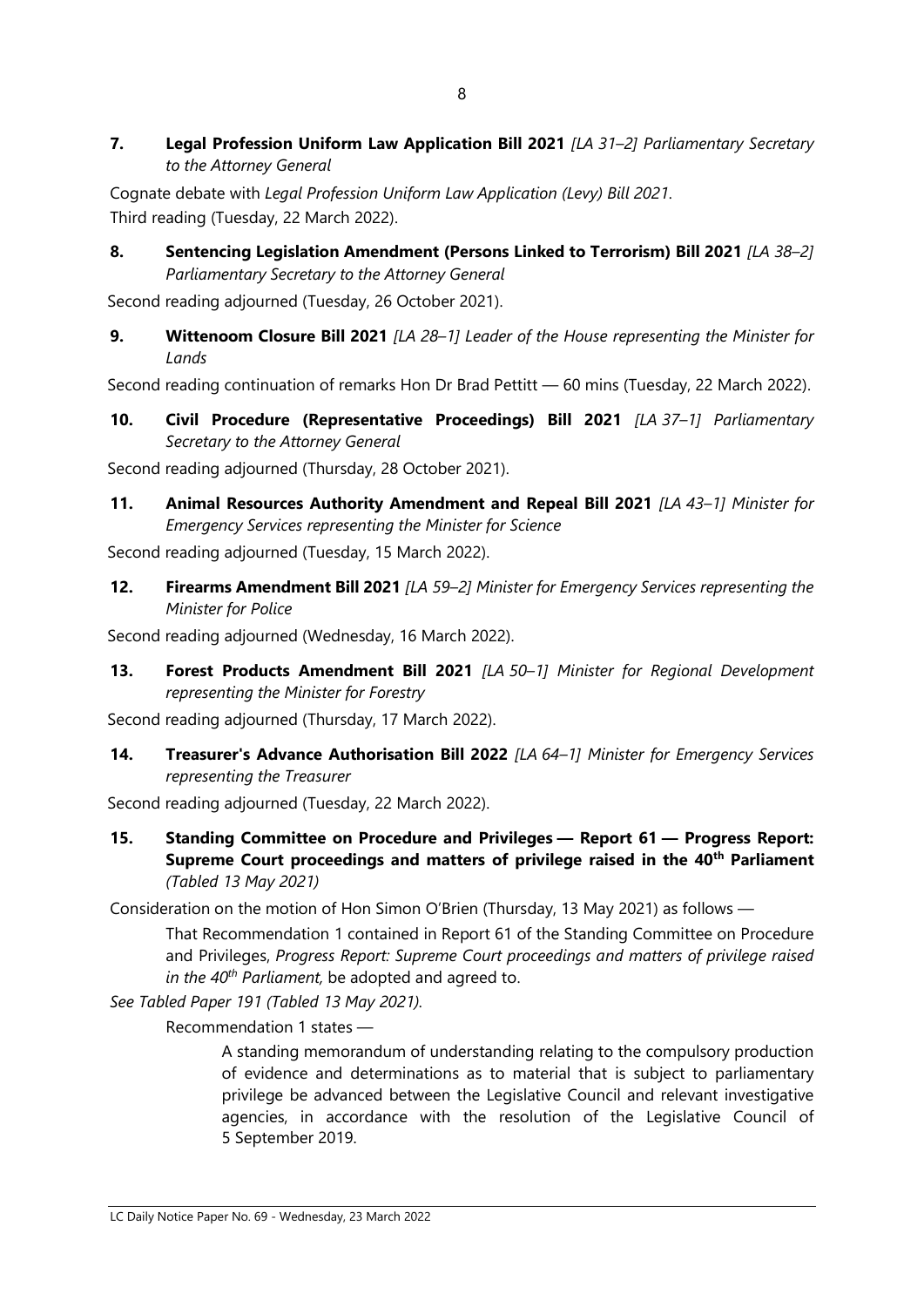**7. Legal Profession Uniform Law Application Bill 2021** *[LA 31–2] Parliamentary Secretary to the Attorney General*

Cognate debate with *Legal Profession Uniform Law Application (Levy) Bill 2021*.
Third reading (Tuesday, 22 March 2022).

**8. Sentencing Legislation Amendment (Persons Linked to Terrorism) Bill 2021** *[LA 38–2] Parliamentary Secretary to the Attorney General*

Second reading adjourned (Tuesday, 26 October 2021).

**9. Wittenoom Closure Bill 2021** *[LA 28–1] Leader of the House representing the Minister for Lands*

Second reading continuation of remarks Hon Dr Brad Pettitt — 60 mins (Tuesday, 22 March 2022).

**10. Civil Procedure (Representative Proceedings) Bill 2021** *[LA 37–1] Parliamentary Secretary to the Attorney General*

Second reading adjourned (Thursday, 28 October 2021).

**11. Animal Resources Authority Amendment and Repeal Bill 2021** *[LA 43–1] Minister for Emergency Services representing the Minister for Science*

Second reading adjourned (Tuesday, 15 March 2022).

**12. Firearms Amendment Bill 2021** *[LA 59–2] Minister for Emergency Services representing the Minister for Police*

Second reading adjourned (Wednesday, 16 March 2022).

**13. Forest Products Amendment Bill 2021** *[LA 50–1] Minister for Regional Development representing the Minister for Forestry*

Second reading adjourned (Thursday, 17 March 2022).

**14. Treasurer's Advance Authorisation Bill 2022** *[LA 64–1] Minister for Emergency Services representing the Treasurer*

Second reading adjourned (Tuesday, 22 March 2022).

**15. Standing Committee on Procedure and Privileges — Report 61 — Progress Report: Supreme Court proceedings and matters of privilege raised in the 40th Parliament** *(Tabled 13 May 2021)*

Consideration on the motion of Hon Simon O'Brien (Thursday, 13 May 2021) as follows —

> That Recommendation 1 contained in Report 61 of the Standing Committee on Procedure and Privileges, *Progress Report: Supreme Court proceedings and matters of privilege raised in the 40th Parliament,* be adopted and agreed to.

*See Tabled Paper 191 (Tabled 13 May 2021).*

> Recommendation 1 states —
>
> > A standing memorandum of understanding relating to the compulsory production of evidence and determinations as to material that is subject to parliamentary privilege be advanced between the Legislative Council and relevant investigative agencies, in accordance with the resolution of the Legislative Council of 5 September 2019.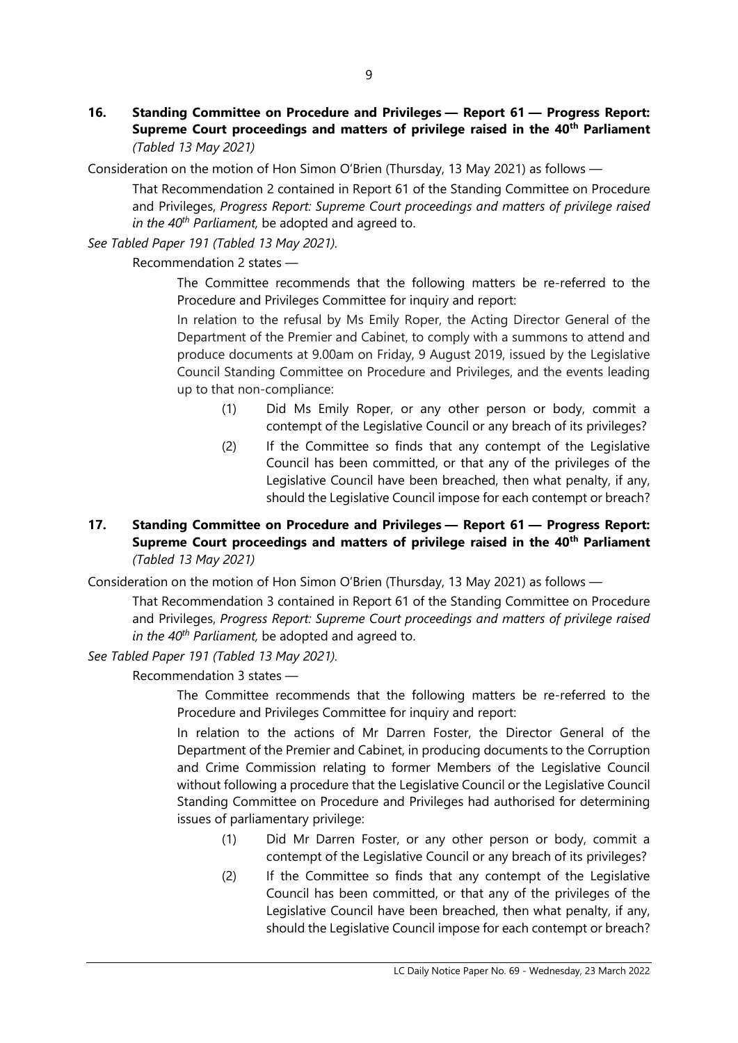**16. Standing Committee on Procedure and Privileges — Report 61 — Progress Report: Supreme Court proceedings and matters of privilege raised in the 40th Parliament** *(Tabled 13 May 2021)*

Consideration on the motion of Hon Simon O'Brien (Thursday, 13 May 2021) as follows —

> That Recommendation 2 contained in Report 61 of the Standing Committee on Procedure and Privileges, *Progress Report: Supreme Court proceedings and matters of privilege raised in the 40th Parliament,* be adopted and agreed to.

*See Tabled Paper 191 (Tabled 13 May 2021).*

Recommendation 2 states —

> The Committee recommends that the following matters be re-referred to the Procedure and Privileges Committee for inquiry and report:
>
> In relation to the refusal by Ms Emily Roper, the Acting Director General of the Department of the Premier and Cabinet, to comply with a summons to attend and produce documents at 9.00am on Friday, 9 August 2019, issued by the Legislative Council Standing Committee on Procedure and Privileges, and the events leading up to that non-compliance:
>
> (1) Did Ms Emily Roper, or any other person or body, commit a contempt of the Legislative Council or any breach of its privileges?
>
> (2) If the Committee so finds that any contempt of the Legislative Council has been committed, or that any of the privileges of the Legislative Council have been breached, then what penalty, if any, should the Legislative Council impose for each contempt or breach?

**17. Standing Committee on Procedure and Privileges — Report 61 — Progress Report: Supreme Court proceedings and matters of privilege raised in the 40th Parliament** *(Tabled 13 May 2021)*

Consideration on the motion of Hon Simon O'Brien (Thursday, 13 May 2021) as follows —

> That Recommendation 3 contained in Report 61 of the Standing Committee on Procedure and Privileges, *Progress Report: Supreme Court proceedings and matters of privilege raised in the 40th Parliament,* be adopted and agreed to.

*See Tabled Paper 191 (Tabled 13 May 2021).*

Recommendation 3 states —

> The Committee recommends that the following matters be re-referred to the Procedure and Privileges Committee for inquiry and report:
>
> In relation to the actions of Mr Darren Foster, the Director General of the Department of the Premier and Cabinet, in producing documents to the Corruption and Crime Commission relating to former Members of the Legislative Council without following a procedure that the Legislative Council or the Legislative Council Standing Committee on Procedure and Privileges had authorised for determining issues of parliamentary privilege:
>
> (1) Did Mr Darren Foster, or any other person or body, commit a contempt of the Legislative Council or any breach of its privileges?
>
> (2) If the Committee so finds that any contempt of the Legislative Council has been committed, or that any of the privileges of the Legislative Council have been breached, then what penalty, if any, should the Legislative Council impose for each contempt or breach?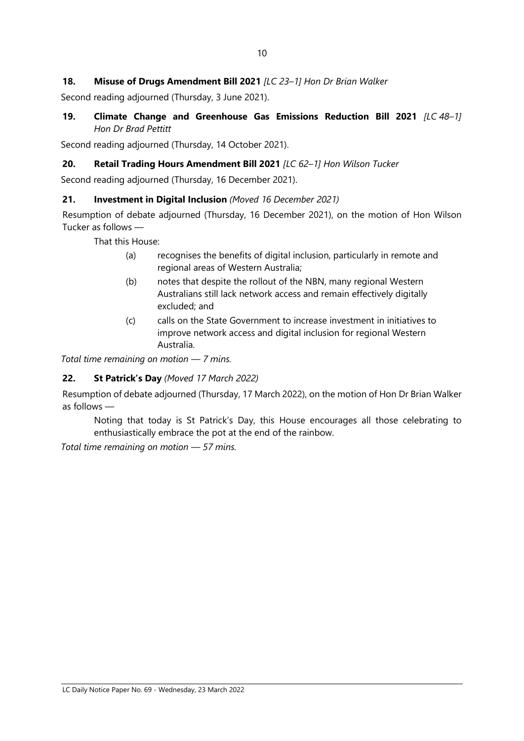**18. Misuse of Drugs Amendment Bill 2021** *[LC 23–1] Hon Dr Brian Walker*

Second reading adjourned (Thursday, 3 June 2021).

**19. Climate Change and Greenhouse Gas Emissions Reduction Bill 2021** *[LC 48–1] Hon Dr Brad Pettitt*

Second reading adjourned (Thursday, 14 October 2021).

**20. Retail Trading Hours Amendment Bill 2021** *[LC 62–1] Hon Wilson Tucker*

Second reading adjourned (Thursday, 16 December 2021).

**21. Investment in Digital Inclusion** *(Moved 16 December 2021)*

Resumption of debate adjourned (Thursday, 16 December 2021), on the motion of Hon Wilson Tucker as follows —

That this House:

(a) recognises the benefits of digital inclusion, particularly in remote and regional areas of Western Australia;

(b) notes that despite the rollout of the NBN, many regional Western Australians still lack network access and remain effectively digitally excluded; and

(c) calls on the State Government to increase investment in initiatives to improve network access and digital inclusion for regional Western Australia.

*Total time remaining on motion — 7 mins.*

**22. St Patrick's Day** *(Moved 17 March 2022)*

Resumption of debate adjourned (Thursday, 17 March 2022), on the motion of Hon Dr Brian Walker as follows —

Noting that today is St Patrick's Day, this House encourages all those celebrating to enthusiastically embrace the pot at the end of the rainbow.

*Total time remaining on motion — 57 mins.*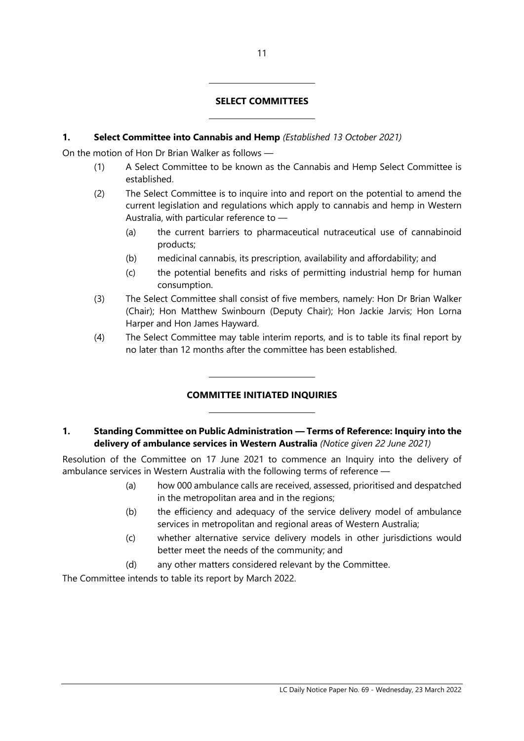## SELECT COMMITTEES

### 1. Select Committee into Cannabis and Hemp *(Established 13 October 2021)*

On the motion of Hon Dr Brian Walker as follows —

(1) A Select Committee to be known as the Cannabis and Hemp Select Committee is established.

(2) The Select Committee is to inquire into and report on the potential to amend the current legislation and regulations which apply to cannabis and hemp in Western Australia, with particular reference to —

   (a) the current barriers to pharmaceutical nutraceutical use of cannabinoid products;

   (b) medicinal cannabis, its prescription, availability and affordability; and

   (c) the potential benefits and risks of permitting industrial hemp for human consumption.

(3) The Select Committee shall consist of five members, namely: Hon Dr Brian Walker (Chair); Hon Matthew Swinbourn (Deputy Chair); Hon Jackie Jarvis; Hon Lorna Harper and Hon James Hayward.

(4) The Select Committee may table interim reports, and is to table its final report by no later than 12 months after the committee has been established.

## COMMITTEE INITIATED INQUIRIES

### 1. Standing Committee on Public Administration — Terms of Reference: Inquiry into the delivery of ambulance services in Western Australia *(Notice given 22 June 2021)*

Resolution of the Committee on 17 June 2021 to commence an Inquiry into the delivery of ambulance services in Western Australia with the following terms of reference —

   (a) how 000 ambulance calls are received, assessed, prioritised and despatched in the metropolitan area and in the regions;

   (b) the efficiency and adequacy of the service delivery model of ambulance services in metropolitan and regional areas of Western Australia;

   (c) whether alternative service delivery models in other jurisdictions would better meet the needs of the community; and

   (d) any other matters considered relevant by the Committee.

The Committee intends to table its report by March 2022.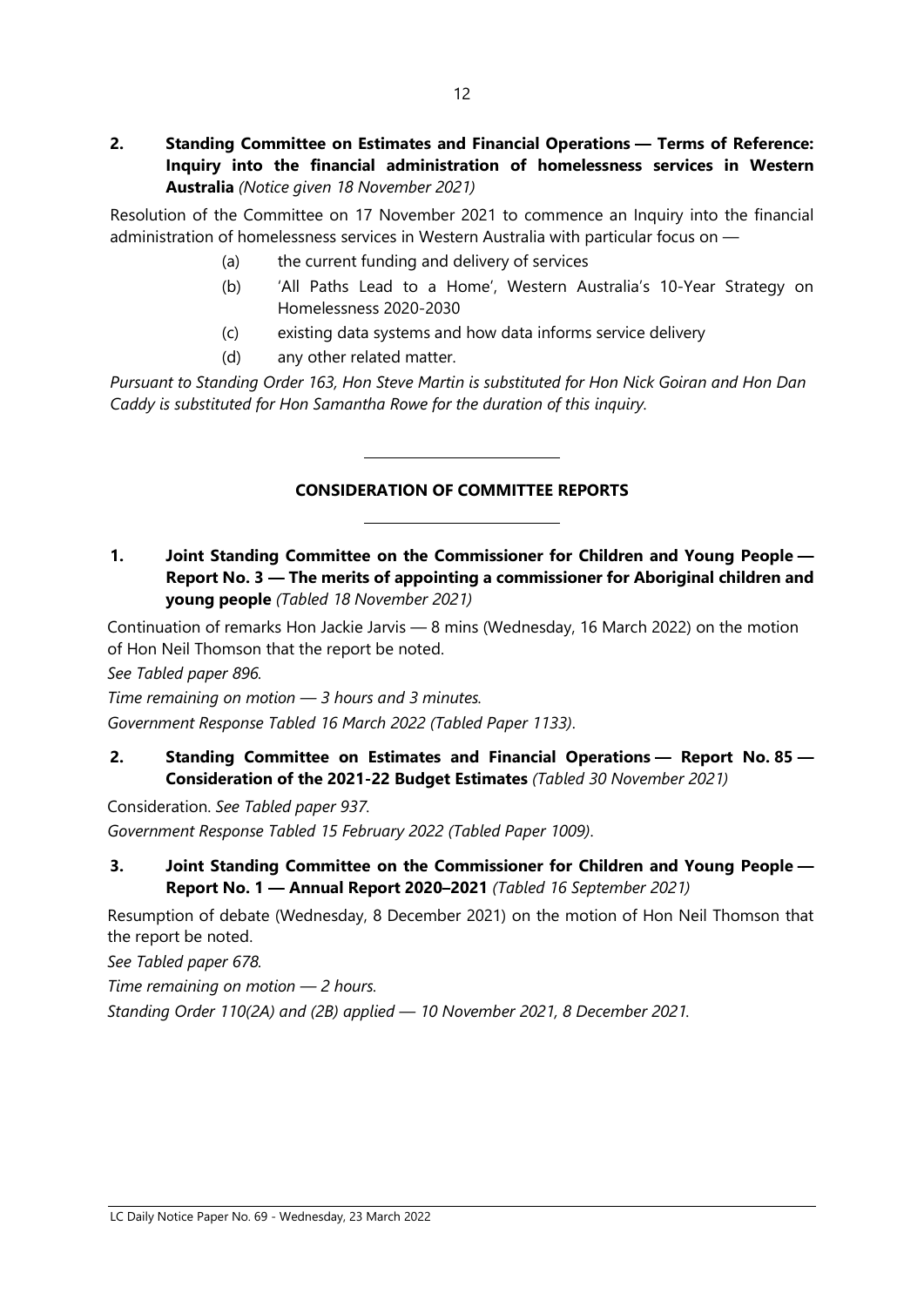**2. Standing Committee on Estimates and Financial Operations — Terms of Reference: Inquiry into the financial administration of homelessness services in Western Australia** *(Notice given 18 November 2021)*

Resolution of the Committee on 17 November 2021 to commence an Inquiry into the financial administration of homelessness services in Western Australia with particular focus on —

- (a) the current funding and delivery of services
- (b) 'All Paths Lead to a Home', Western Australia's 10-Year Strategy on Homelessness 2020-2030
- (c) existing data systems and how data informs service delivery
- (d) any other related matter.

*Pursuant to Standing Order 163, Hon Steve Martin is substituted for Hon Nick Goiran and Hon Dan Caddy is substituted for Hon Samantha Rowe for the duration of this inquiry.*

## CONSIDERATION OF COMMITTEE REPORTS

**1. Joint Standing Committee on the Commissioner for Children and Young People — Report No. 3 — The merits of appointing a commissioner for Aboriginal children and young people** *(Tabled 18 November 2021)*

Continuation of remarks Hon Jackie Jarvis — 8 mins (Wednesday, 16 March 2022) on the motion of Hon Neil Thomson that the report be noted.

*See Tabled paper 896.*

*Time remaining on motion — 3 hours and 3 minutes.*

*Government Response Tabled 16 March 2022 (Tabled Paper 1133).*

**2. Standing Committee on Estimates and Financial Operations — Report No. 85 — Consideration of the 2021-22 Budget Estimates** *(Tabled 30 November 2021)*

Consideration. *See Tabled paper 937.*

*Government Response Tabled 15 February 2022 (Tabled Paper 1009).*

**3. Joint Standing Committee on the Commissioner for Children and Young People — Report No. 1 — Annual Report 2020–2021** *(Tabled 16 September 2021)*

Resumption of debate (Wednesday, 8 December 2021) on the motion of Hon Neil Thomson that the report be noted.

*See Tabled paper 678.*

*Time remaining on motion — 2 hours.*

*Standing Order 110(2A) and (2B) applied — 10 November 2021, 8 December 2021.*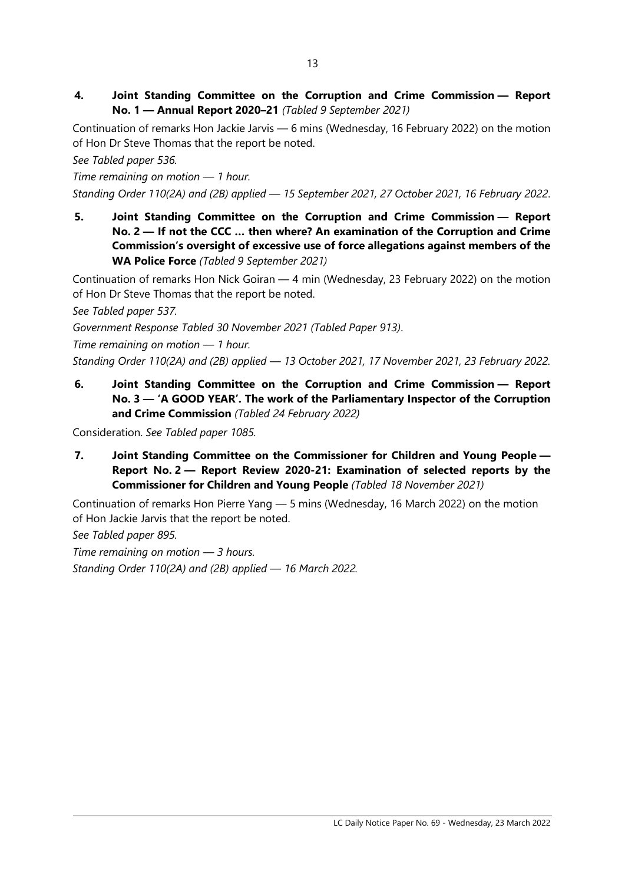**4. Joint Standing Committee on the Corruption and Crime Commission — Report No. 1 — Annual Report 2020–21** *(Tabled 9 September 2021)*

Continuation of remarks Hon Jackie Jarvis — 6 mins (Wednesday, 16 February 2022) on the motion of Hon Dr Steve Thomas that the report be noted.

*See Tabled paper 536.*

*Time remaining on motion — 1 hour.*

*Standing Order 110(2A) and (2B) applied — 15 September 2021, 27 October 2021, 16 February 2022.*

**5. Joint Standing Committee on the Corruption and Crime Commission — Report No. 2 — If not the CCC … then where? An examination of the Corruption and Crime Commission's oversight of excessive use of force allegations against members of the WA Police Force** *(Tabled 9 September 2021)*

Continuation of remarks Hon Nick Goiran — 4 min (Wednesday, 23 February 2022) on the motion of Hon Dr Steve Thomas that the report be noted.

*See Tabled paper 537.*

*Government Response Tabled 30 November 2021 (Tabled Paper 913).*

*Time remaining on motion — 1 hour.*

*Standing Order 110(2A) and (2B) applied — 13 October 2021, 17 November 2021, 23 February 2022.*

**6. Joint Standing Committee on the Corruption and Crime Commission — Report No. 3 — 'A GOOD YEAR'. The work of the Parliamentary Inspector of the Corruption and Crime Commission** *(Tabled 24 February 2022)*

Consideration. *See Tabled paper 1085.*

**7. Joint Standing Committee on the Commissioner for Children and Young People — Report No. 2 — Report Review 2020-21: Examination of selected reports by the Commissioner for Children and Young People** *(Tabled 18 November 2021)*

Continuation of remarks Hon Pierre Yang — 5 mins (Wednesday, 16 March 2022) on the motion of Hon Jackie Jarvis that the report be noted.

*See Tabled paper 895.*

*Time remaining on motion — 3 hours.*

*Standing Order 110(2A) and (2B) applied — 16 March 2022.*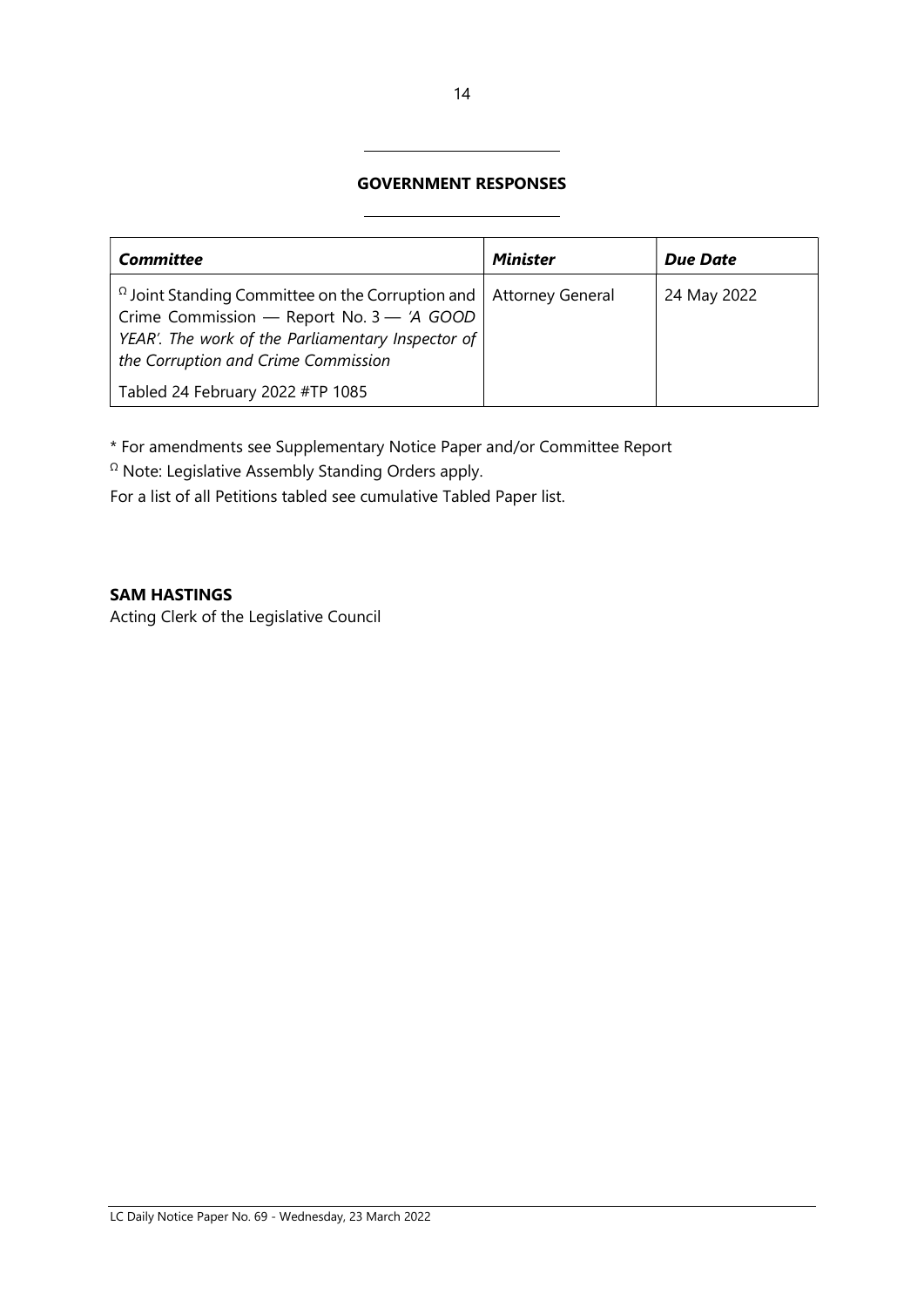## GOVERNMENT RESPONSES

| *Committee* | *Minister* | *Due Date* |
|---|---|---|
| [Ω] Joint Standing Committee on the Corruption and Crime Commission — Report No. 3 — *'A GOOD YEAR'. The work of the Parliamentary Inspector of the Corruption and Crime Commission*<br><br>Tabled 24 February 2022 #TP 1085 | Attorney General | 24 May 2022 |

\* For amendments see Supplementary Notice Paper and/or Committee Report

[Ω] Note: Legislative Assembly Standing Orders apply.

For a list of all Petitions tabled see cumulative Tabled Paper list.

**SAM HASTINGS**
Acting Clerk of the Legislative Council

LC Daily Notice Paper No. 69 - Wednesday, 23 March 2022